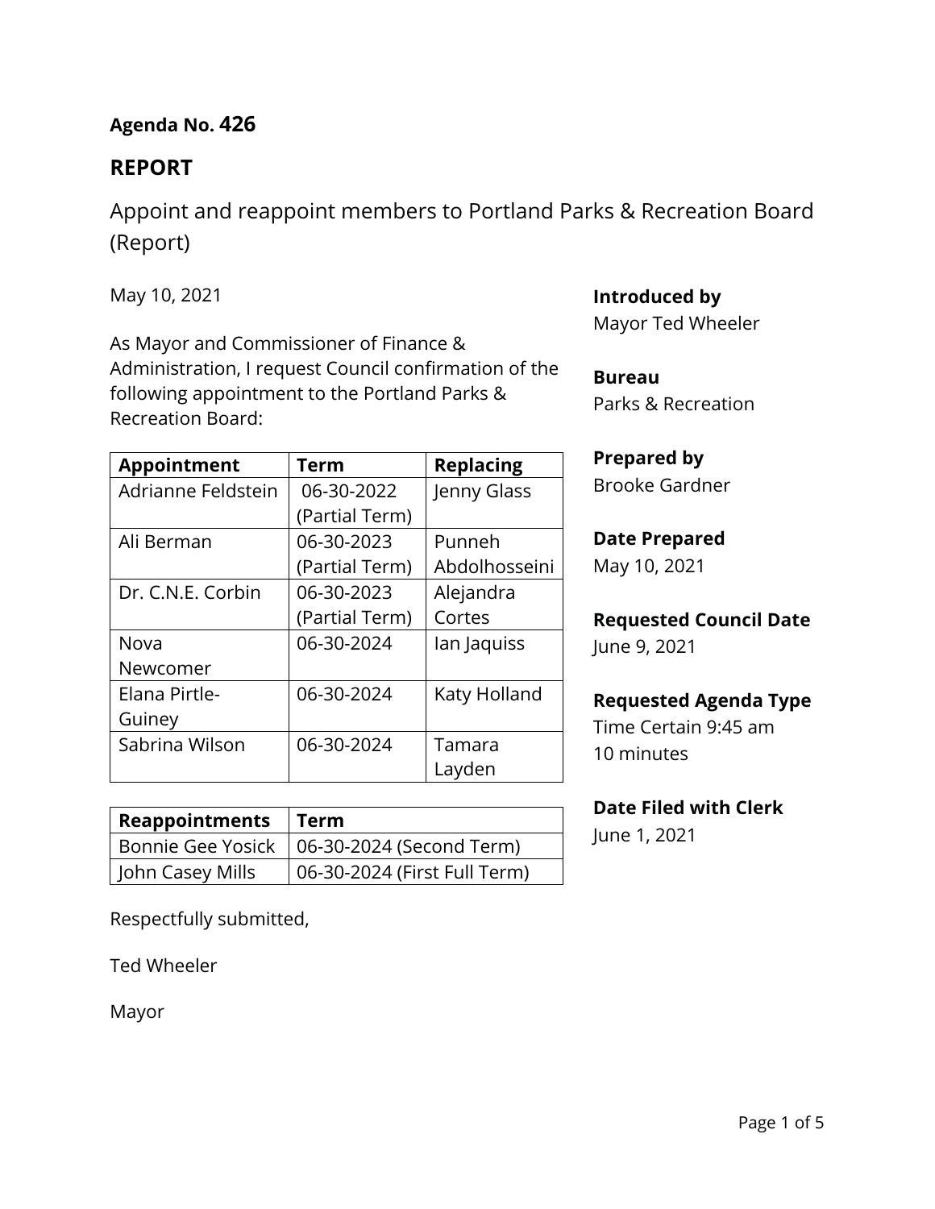**Agenda No. 426**

## REPORT

Appoint and reappoint members to Portland Parks & Recreation Board (Report)

May 10, 2021

As Mayor and Commissioner of Finance & Administration, I request Council confirmation of the following appointment to the Portland Parks & Recreation Board:

| Appointment | Term | Replacing |
| --- | --- | --- |
| Adrianne Feldstein | 06-30-2022 (Partial Term) | Jenny Glass |
| Ali Berman | 06-30-2023 (Partial Term) | Punneh Abdolhosseini |
| Dr. C.N.E. Corbin | 06-30-2023 (Partial Term) | Alejandra Cortes |
| Nova Newcomer | 06-30-2024 | Ian Jaquiss |
| Elana Pirtle-Guiney | 06-30-2024 | Katy Holland |
| Sabrina Wilson | 06-30-2024 | Tamara Layden |

| Reappointments | Term |
| --- | --- |
| Bonnie Gee Yosick | 06-30-2024 (Second Term) |
| John Casey Mills | 06-30-2024 (First Full Term) |

Respectfully submitted,

Ted Wheeler

Mayor

**Introduced by**
Mayor Ted Wheeler

**Bureau**
Parks & Recreation

**Prepared by**
Brooke Gardner

**Date Prepared**
May 10, 2021

**Requested Council Date**
June 9, 2021

**Requested Agenda Type**
Time Certain 9:45 am
10 minutes

**Date Filed with Clerk**
June 1, 2021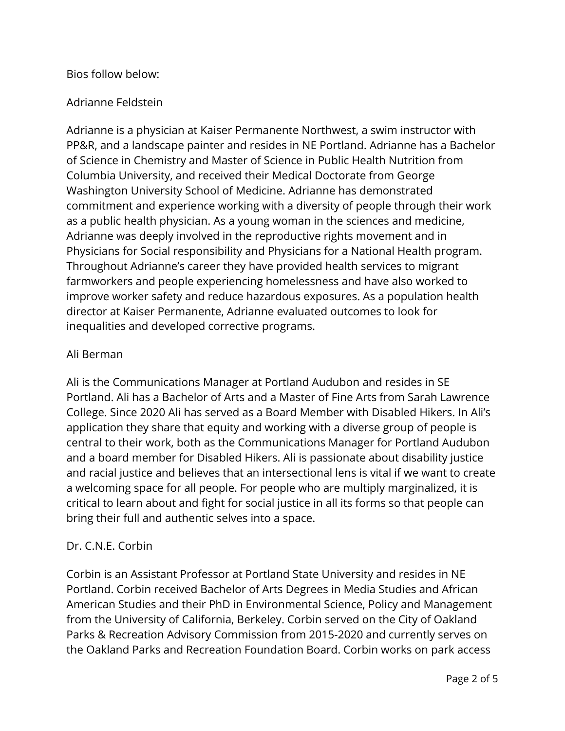Bios follow below:

Adrianne Feldstein

Adrianne is a physician at Kaiser Permanente Northwest, a swim instructor with PP&R, and a landscape painter and resides in NE Portland. Adrianne has a Bachelor of Science in Chemistry and Master of Science in Public Health Nutrition from Columbia University, and received their Medical Doctorate from George Washington University School of Medicine. Adrianne has demonstrated commitment and experience working with a diversity of people through their work as a public health physician. As a young woman in the sciences and medicine, Adrianne was deeply involved in the reproductive rights movement and in Physicians for Social responsibility and Physicians for a National Health program. Throughout Adrianne's career they have provided health services to migrant farmworkers and people experiencing homelessness and have also worked to improve worker safety and reduce hazardous exposures. As a population health director at Kaiser Permanente, Adrianne evaluated outcomes to look for inequalities and developed corrective programs.

Ali Berman

Ali is the Communications Manager at Portland Audubon and resides in SE Portland. Ali has a Bachelor of Arts and a Master of Fine Arts from Sarah Lawrence College. Since 2020 Ali has served as a Board Member with Disabled Hikers. In Ali's application they share that equity and working with a diverse group of people is central to their work, both as the Communications Manager for Portland Audubon and a board member for Disabled Hikers. Ali is passionate about disability justice and racial justice and believes that an intersectional lens is vital if we want to create a welcoming space for all people. For people who are multiply marginalized, it is critical to learn about and fight for social justice in all its forms so that people can bring their full and authentic selves into a space.

Dr. C.N.E. Corbin

Corbin is an Assistant Professor at Portland State University and resides in NE Portland. Corbin received Bachelor of Arts Degrees in Media Studies and African American Studies and their PhD in Environmental Science, Policy and Management from the University of California, Berkeley. Corbin served on the City of Oakland Parks & Recreation Advisory Commission from 2015-2020 and currently serves on the Oakland Parks and Recreation Foundation Board. Corbin works on park access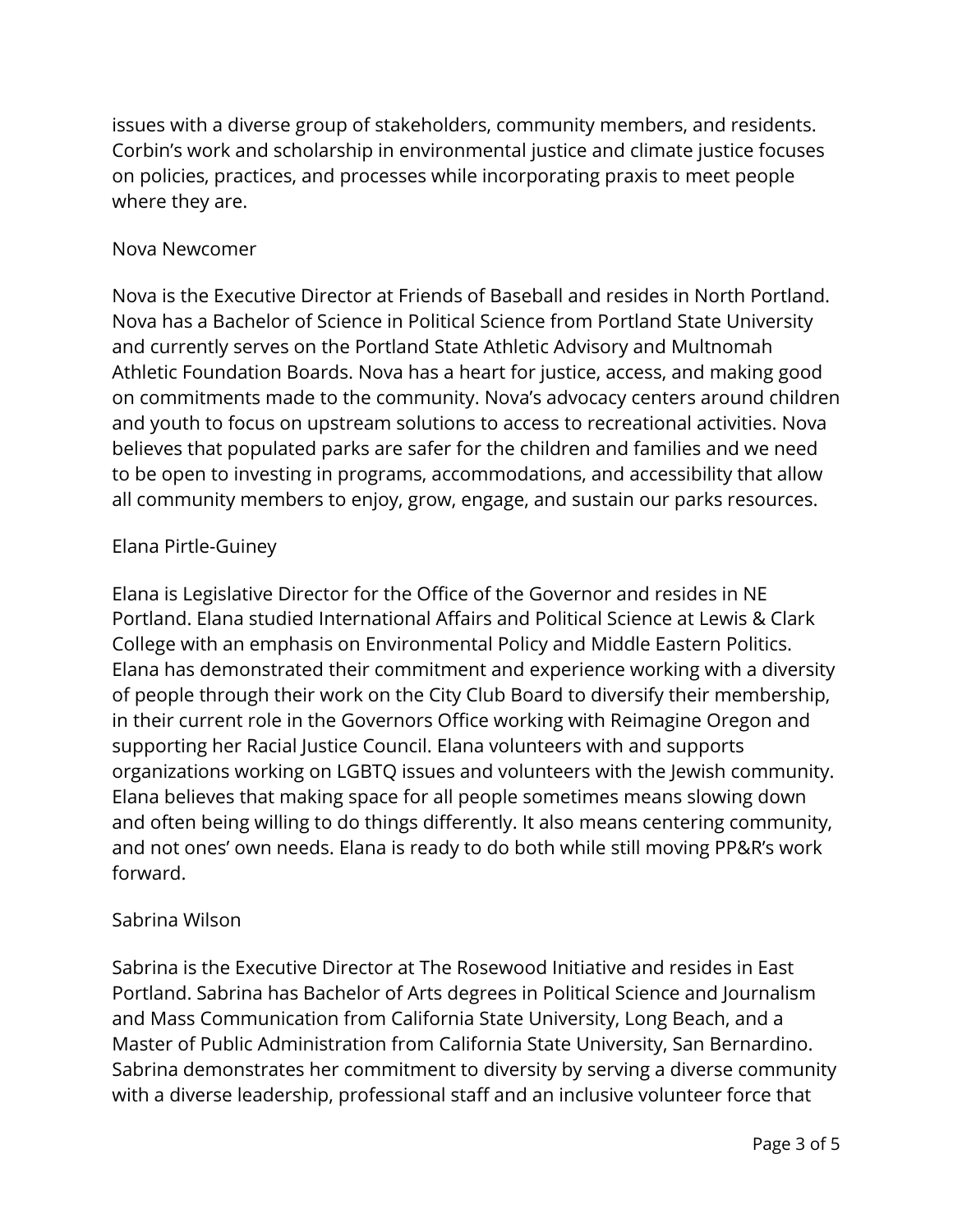issues with a diverse group of stakeholders, community members, and residents. Corbin's work and scholarship in environmental justice and climate justice focuses on policies, practices, and processes while incorporating praxis to meet people where they are.

Nova Newcomer

Nova is the Executive Director at Friends of Baseball and resides in North Portland. Nova has a Bachelor of Science in Political Science from Portland State University and currently serves on the Portland State Athletic Advisory and Multnomah Athletic Foundation Boards. Nova has a heart for justice, access, and making good on commitments made to the community. Nova's advocacy centers around children and youth to focus on upstream solutions to access to recreational activities. Nova believes that populated parks are safer for the children and families and we need to be open to investing in programs, accommodations, and accessibility that allow all community members to enjoy, grow, engage, and sustain our parks resources.

Elana Pirtle-Guiney

Elana is Legislative Director for the Office of the Governor and resides in NE Portland. Elana studied International Affairs and Political Science at Lewis & Clark College with an emphasis on Environmental Policy and Middle Eastern Politics. Elana has demonstrated their commitment and experience working with a diversity of people through their work on the City Club Board to diversify their membership, in their current role in the Governors Office working with Reimagine Oregon and supporting her Racial Justice Council. Elana volunteers with and supports organizations working on LGBTQ issues and volunteers with the Jewish community. Elana believes that making space for all people sometimes means slowing down and often being willing to do things differently. It also means centering community, and not ones' own needs. Elana is ready to do both while still moving PP&R's work forward.

Sabrina Wilson

Sabrina is the Executive Director at The Rosewood Initiative and resides in East Portland. Sabrina has Bachelor of Arts degrees in Political Science and Journalism and Mass Communication from California State University, Long Beach, and a Master of Public Administration from California State University, San Bernardino. Sabrina demonstrates her commitment to diversity by serving a diverse community with a diverse leadership, professional staff and an inclusive volunteer force that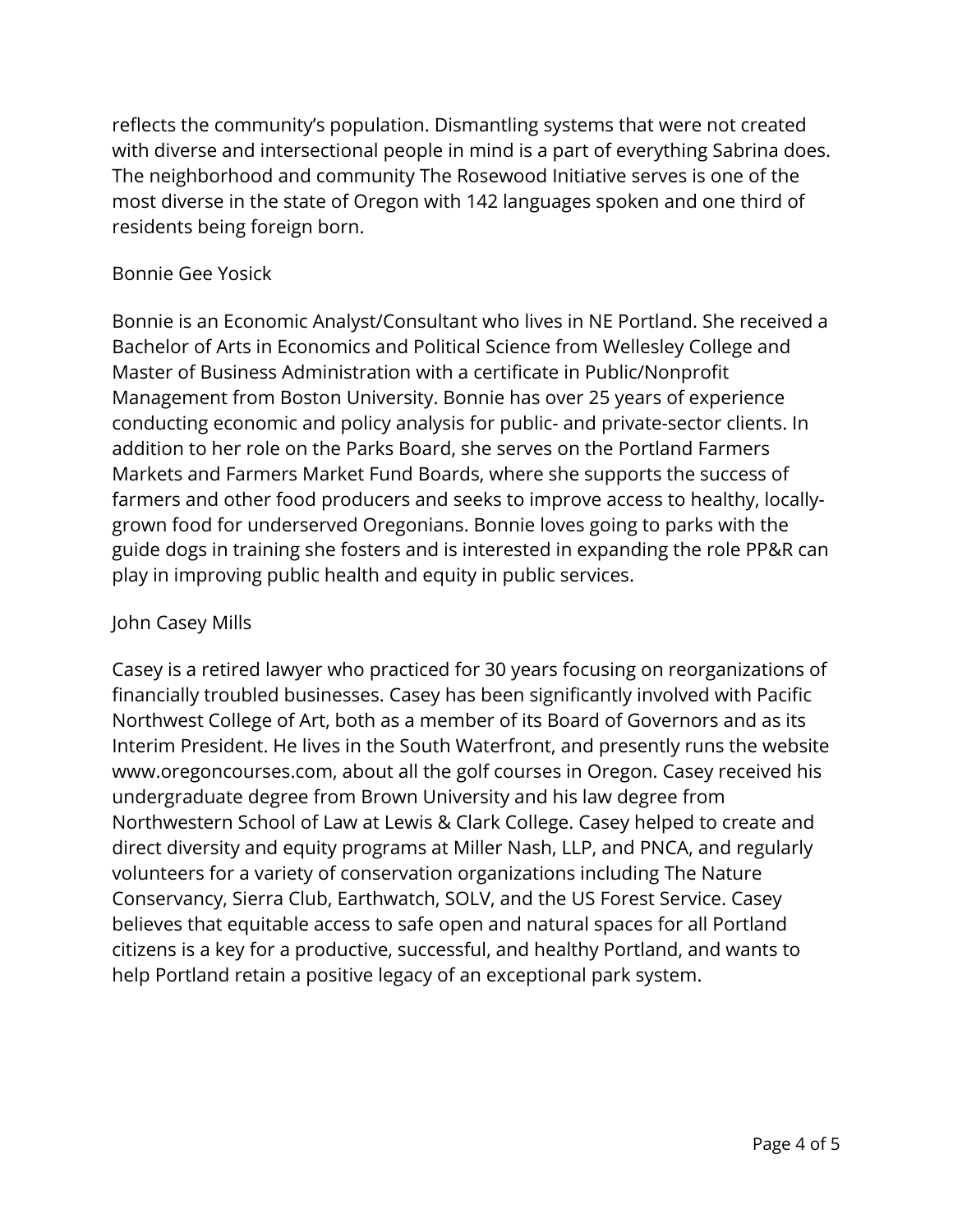reflects the community's population. Dismantling systems that were not created with diverse and intersectional people in mind is a part of everything Sabrina does. The neighborhood and community The Rosewood Initiative serves is one of the most diverse in the state of Oregon with 142 languages spoken and one third of residents being foreign born.

Bonnie Gee Yosick

Bonnie is an Economic Analyst/Consultant who lives in NE Portland. She received a Bachelor of Arts in Economics and Political Science from Wellesley College and Master of Business Administration with a certificate in Public/Nonprofit Management from Boston University. Bonnie has over 25 years of experience conducting economic and policy analysis for public- and private-sector clients. In addition to her role on the Parks Board, she serves on the Portland Farmers Markets and Farmers Market Fund Boards, where she supports the success of farmers and other food producers and seeks to improve access to healthy, locally-grown food for underserved Oregonians. Bonnie loves going to parks with the guide dogs in training she fosters and is interested in expanding the role PP&R can play in improving public health and equity in public services.

John Casey Mills

Casey is a retired lawyer who practiced for 30 years focusing on reorganizations of financially troubled businesses. Casey has been significantly involved with Pacific Northwest College of Art, both as a member of its Board of Governors and as its Interim President. He lives in the South Waterfront, and presently runs the website www.oregoncourses.com, about all the golf courses in Oregon. Casey received his undergraduate degree from Brown University and his law degree from Northwestern School of Law at Lewis & Clark College. Casey helped to create and direct diversity and equity programs at Miller Nash, LLP, and PNCA, and regularly volunteers for a variety of conservation organizations including The Nature Conservancy, Sierra Club, Earthwatch, SOLV, and the US Forest Service. Casey believes that equitable access to safe open and natural spaces for all Portland citizens is a key for a productive, successful, and healthy Portland, and wants to help Portland retain a positive legacy of an exceptional park system.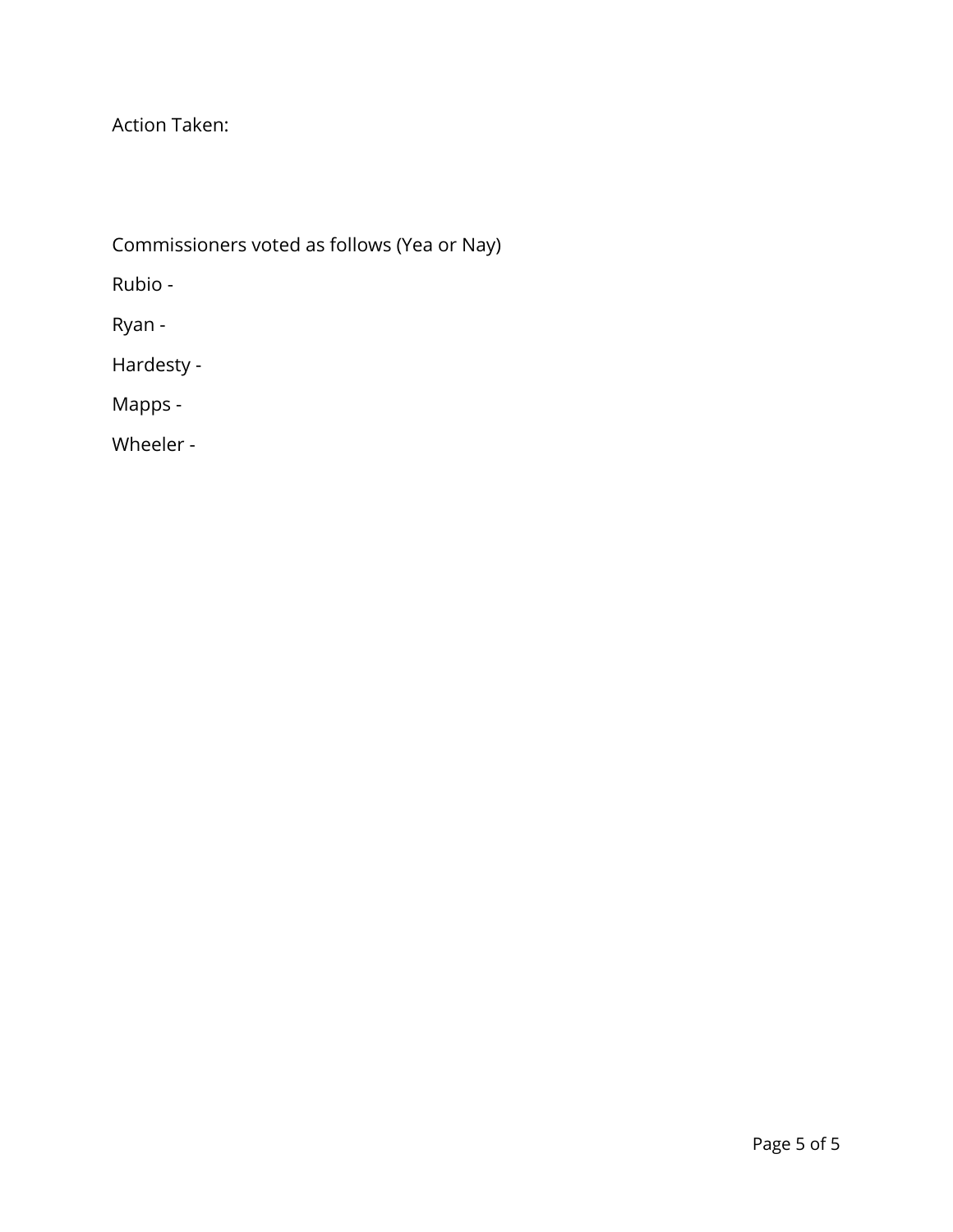Action Taken:

Commissioners voted as follows (Yea or Nay)

Rubio -

Ryan -

Hardesty -

Mapps -

Wheeler -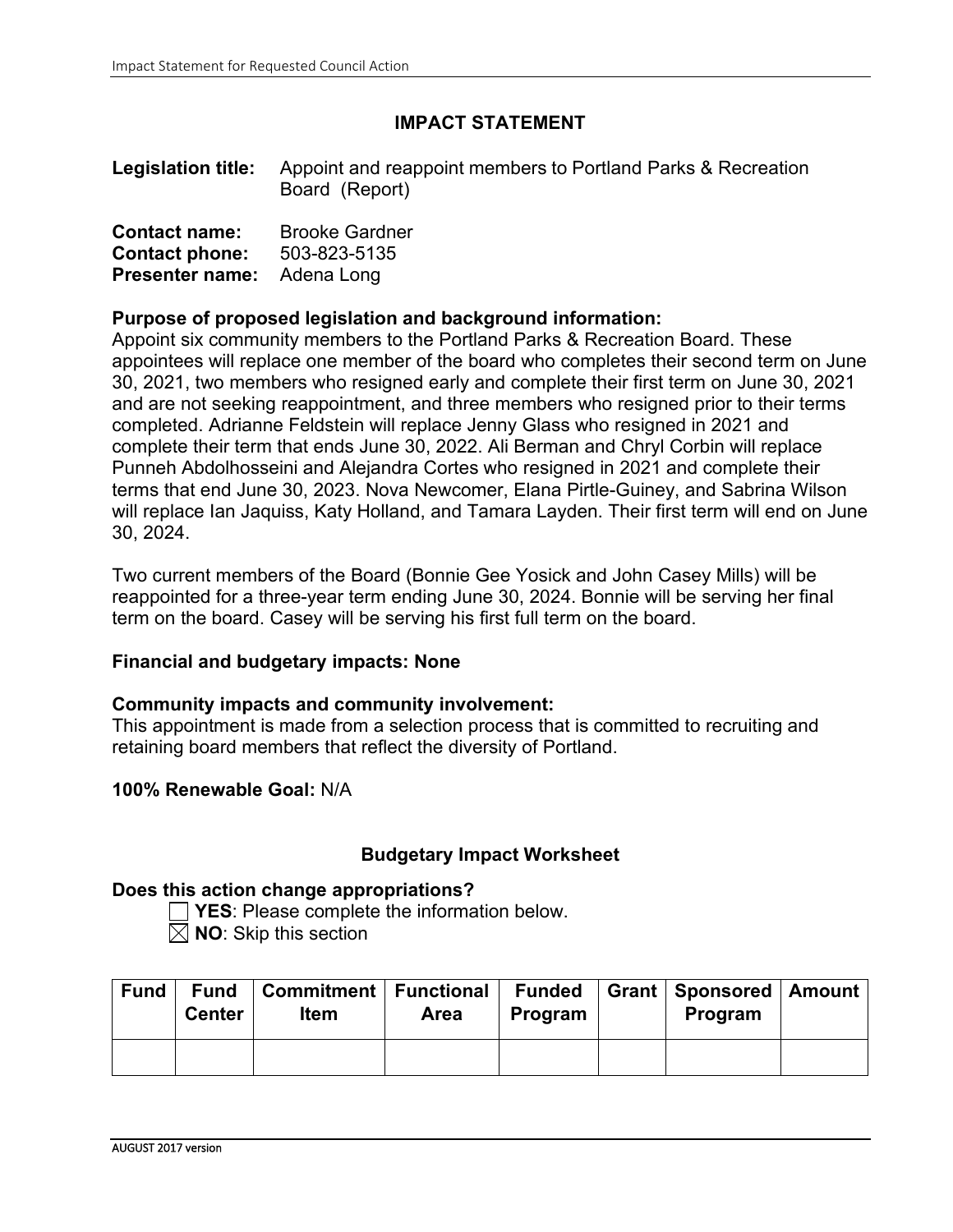# IMPACT STATEMENT

**Legislation title:** Appoint and reappoint members to Portland Parks & Recreation Board (Report)

**Contact name:** Brooke Gardner
**Contact phone:** 503-823-5135
**Presenter name:** Adena Long

**Purpose of proposed legislation and background information:**
Appoint six community members to the Portland Parks & Recreation Board. These appointees will replace one member of the board who completes their second term on June 30, 2021, two members who resigned early and complete their first term on June 30, 2021 and are not seeking reappointment, and three members who resigned prior to their terms completed. Adrianne Feldstein will replace Jenny Glass who resigned in 2021 and complete their term that ends June 30, 2022. Ali Berman and Chryl Corbin will replace Punneh Abdolhosseini and Alejandra Cortes who resigned in 2021 and complete their terms that end June 30, 2023. Nova Newcomer, Elana Pirtle-Guiney, and Sabrina Wilson will replace Ian Jaquiss, Katy Holland, and Tamara Layden. Their first term will end on June 30, 2024.

Two current members of the Board (Bonnie Gee Yosick and John Casey Mills) will be reappointed for a three-year term ending June 30, 2024. Bonnie will be serving her final term on the board. Casey will be serving his first full term on the board.

**Financial and budgetary impacts: None**

**Community impacts and community involvement:**
This appointment is made from a selection process that is committed to recruiting and retaining board members that reflect the diversity of Portland.

**100% Renewable Goal:** N/A

## Budgetary Impact Worksheet

**Does this action change appropriations?**

☐ **YES**: Please complete the information below.
☒ **NO**: Skip this section

| Fund | Fund Center | Commitment Item | Functional Area | Funded Program | Grant | Sponsored Program | Amount |
|---|---|---|---|---|---|---|---|
| | | | | | | | |